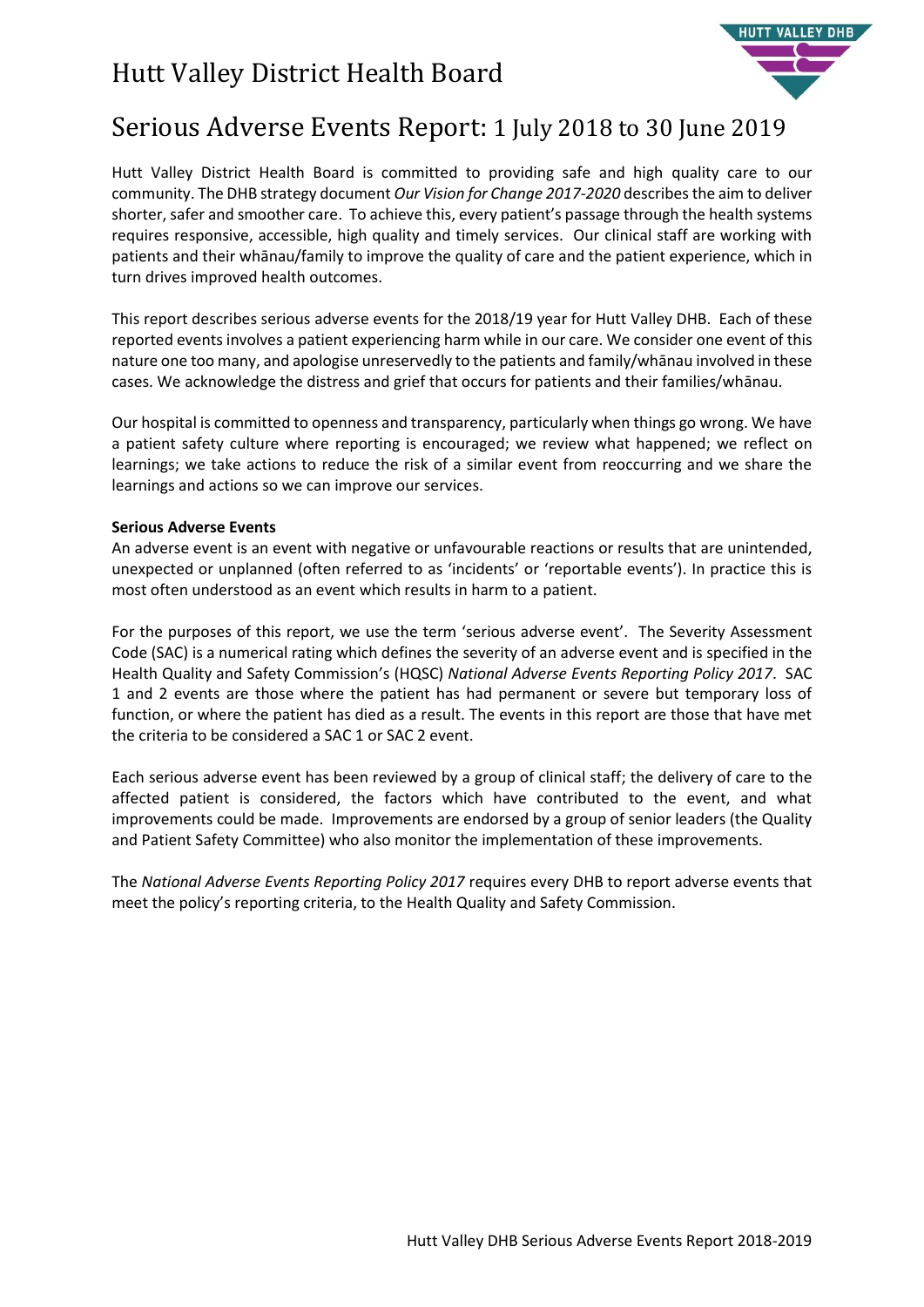# Hutt Valley District Health Board

## Serious Adverse Events Report: 1 July 2018 to 30 June 2019

Hutt Valley District Health Board is committed to providing safe and high quality care to our community. The DHB strategy document *Our Vision for Change 2017-2020* describes the aim to deliver shorter, safer and smoother care. To achieve this, every patient's passage through the health systems requires responsive, accessible, high quality and timely services. Our clinical staff are working with patients and their whānau/family to improve the quality of care and the patient experience, which in turn drives improved health outcomes.

This report describes serious adverse events for the 2018/19 year for Hutt Valley DHB. Each of these reported events involves a patient experiencing harm while in our care. We consider one event of this nature one too many, and apologise unreservedly to the patients and family/whānau involved in these cases. We acknowledge the distress and grief that occurs for patients and their families/whānau.

Our hospital is committed to openness and transparency, particularly when things go wrong. We have a patient safety culture where reporting is encouraged; we review what happened; we reflect on learnings; we take actions to reduce the risk of a similar event from reoccurring and we share the learnings and actions so we can improve our services.

**Serious Adverse Events**

An adverse event is an event with negative or unfavourable reactions or results that are unintended, unexpected or unplanned (often referred to as 'incidents' or 'reportable events'). In practice this is most often understood as an event which results in harm to a patient.

For the purposes of this report, we use the term 'serious adverse event'. The Severity Assessment Code (SAC) is a numerical rating which defines the severity of an adverse event and is specified in the Health Quality and Safety Commission's (HQSC) *National Adverse Events Reporting Policy 2017*. SAC 1 and 2 events are those where the patient has had permanent or severe but temporary loss of function, or where the patient has died as a result. The events in this report are those that have met the criteria to be considered a SAC 1 or SAC 2 event.

Each serious adverse event has been reviewed by a group of clinical staff; the delivery of care to the affected patient is considered, the factors which have contributed to the event, and what improvements could be made. Improvements are endorsed by a group of senior leaders (the Quality and Patient Safety Committee) who also monitor the implementation of these improvements.

The *National Adverse Events Reporting Policy 2017* requires every DHB to report adverse events that meet the policy's reporting criteria, to the Health Quality and Safety Commission.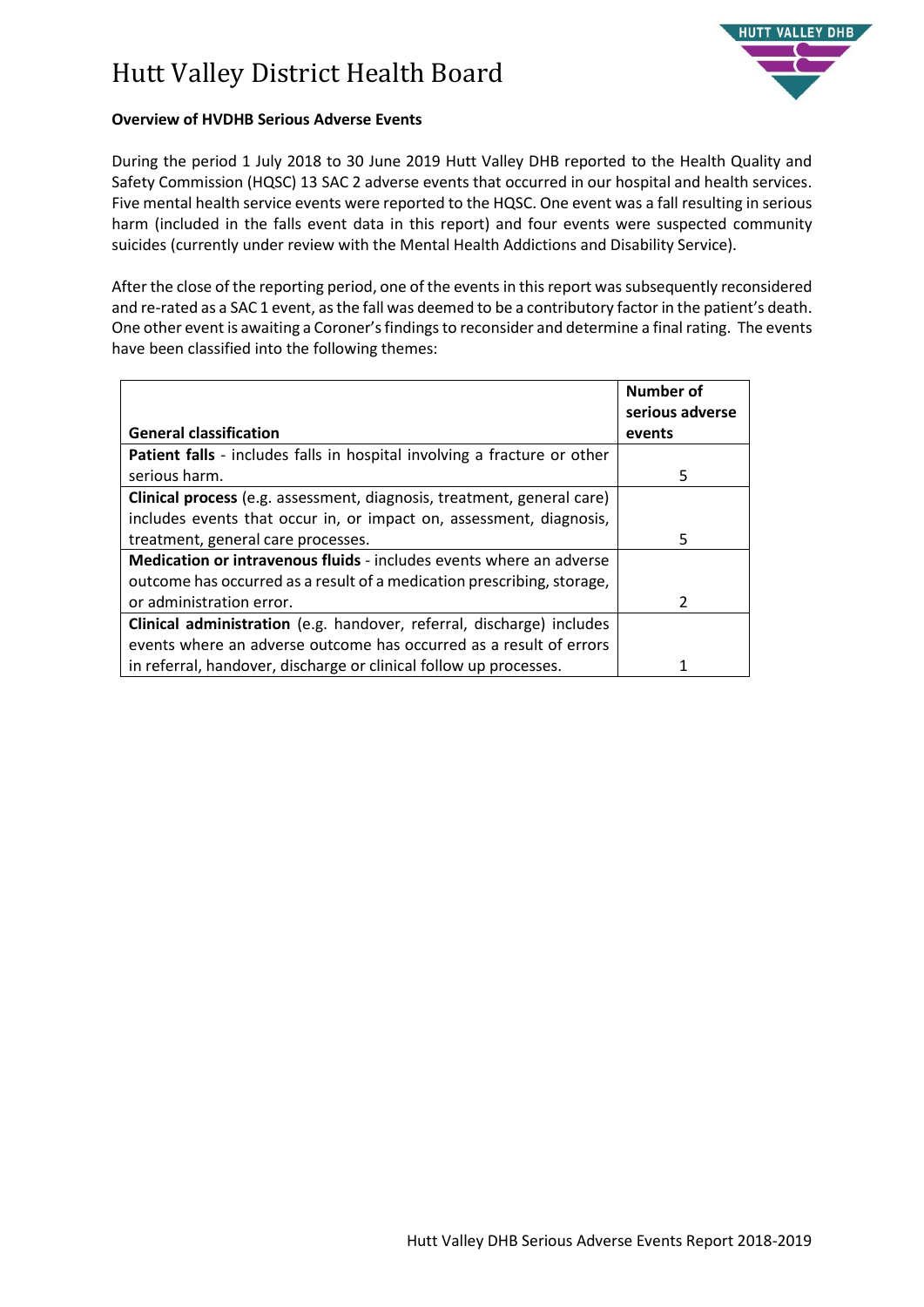# Hutt Valley District Health Board

**Overview of HVDHB Serious Adverse Events**

During the period 1 July 2018 to 30 June 2019 Hutt Valley DHB reported to the Health Quality and Safety Commission (HQSC) 13 SAC 2 adverse events that occurred in our hospital and health services. Five mental health service events were reported to the HQSC. One event was a fall resulting in serious harm (included in the falls event data in this report) and four events were suspected community suicides (currently under review with the Mental Health Addictions and Disability Service).

After the close of the reporting period, one of the events in this report was subsequently reconsidered and re-rated as a SAC 1 event, as the fall was deemed to be a contributory factor in the patient's death. One other event is awaiting a Coroner's findings to reconsider and determine a final rating. The events have been classified into the following themes:

| General classification | Number of serious adverse events |
|---|---|
| **Patient falls** - includes falls in hospital involving a fracture or other serious harm. | 5 |
| **Clinical process** (e.g. assessment, diagnosis, treatment, general care) includes events that occur in, or impact on, assessment, diagnosis, treatment, general care processes. | 5 |
| **Medication or intravenous fluids** - includes events where an adverse outcome has occurred as a result of a medication prescribing, storage, or administration error. | 2 |
| **Clinical administration** (e.g. handover, referral, discharge) includes events where an adverse outcome has occurred as a result of errors in referral, handover, discharge or clinical follow up processes. | 1 |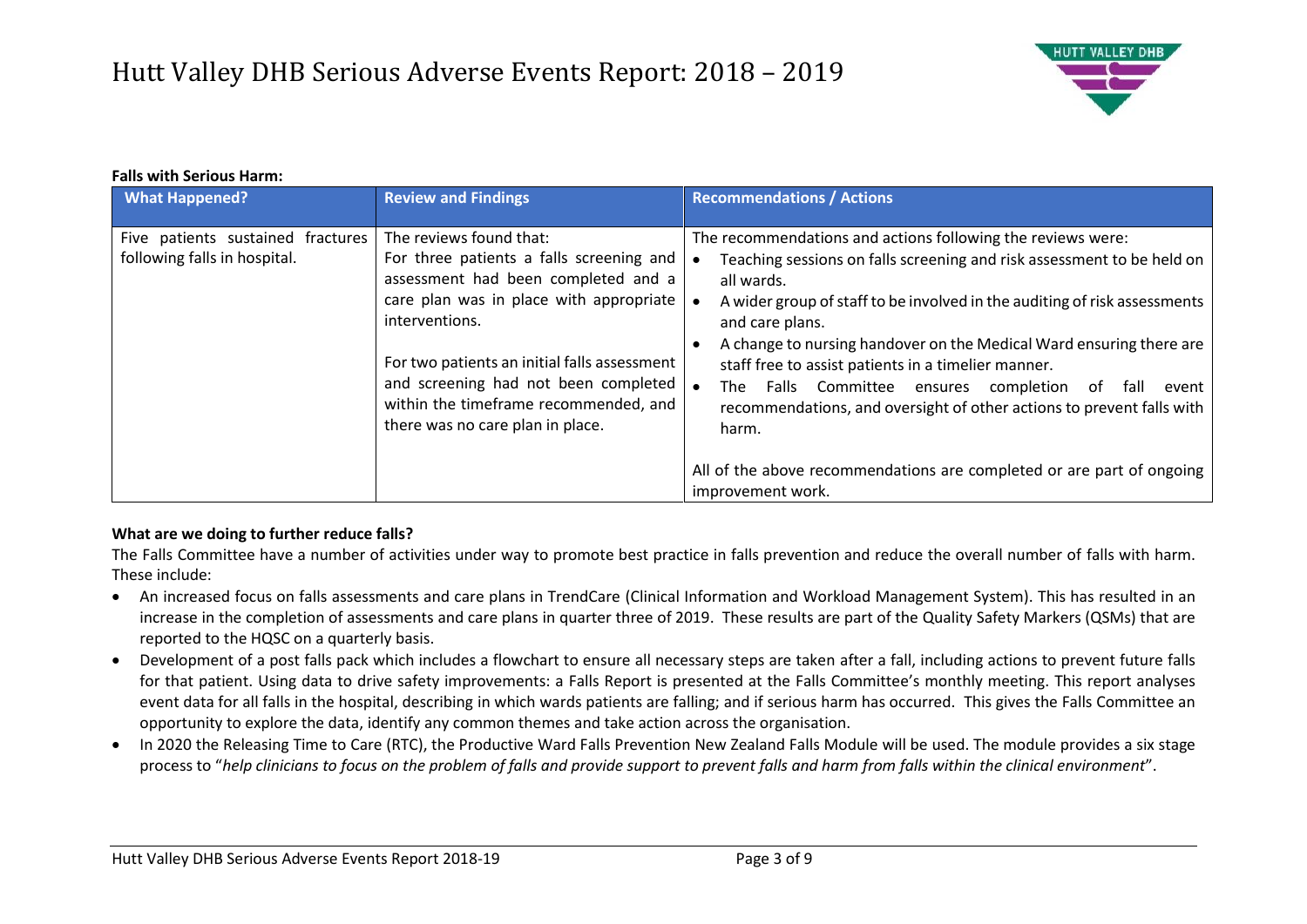**Falls with Serious Harm:**

| What Happened? | Review and Findings | Recommendations / Actions |
|---|---|---|
| Five patients sustained fractures following falls in hospital. | The reviews found that:<br>For three patients a falls screening and assessment had been completed and a care plan was in place with appropriate interventions.<br><br>For two patients an initial falls assessment and screening had not been completed within the timeframe recommended, and there was no care plan in place. | The recommendations and actions following the reviews were:<br>• Teaching sessions on falls screening and risk assessment to be held on all wards.<br>• A wider group of staff to be involved in the auditing of risk assessments and care plans.<br>• A change to nursing handover on the Medical Ward ensuring there are staff free to assist patients in a timelier manner.<br>• The Falls Committee ensures completion of fall event recommendations, and oversight of other actions to prevent falls with harm.<br><br>All of the above recommendations are completed or are part of ongoing improvement work. |

**What are we doing to further reduce falls?**

The Falls Committee have a number of activities under way to promote best practice in falls prevention and reduce the overall number of falls with harm. These include:

- An increased focus on falls assessments and care plans in TrendCare (Clinical Information and Workload Management System). This has resulted in an increase in the completion of assessments and care plans in quarter three of 2019. These results are part of the Quality Safety Markers (QSMs) that are reported to the HQSC on a quarterly basis.
- Development of a post falls pack which includes a flowchart to ensure all necessary steps are taken after a fall, including actions to prevent future falls for that patient. Using data to drive safety improvements: a Falls Report is presented at the Falls Committee's monthly meeting. This report analyses event data for all falls in the hospital, describing in which wards patients are falling; and if serious harm has occurred. This gives the Falls Committee an opportunity to explore the data, identify any common themes and take action across the organisation.
- In 2020 the Releasing Time to Care (RTC), the Productive Ward Falls Prevention New Zealand Falls Module will be used. The module provides a six stage process to "*help clinicians to focus on the problem of falls and provide support to prevent falls and harm from falls within the clinical environment*".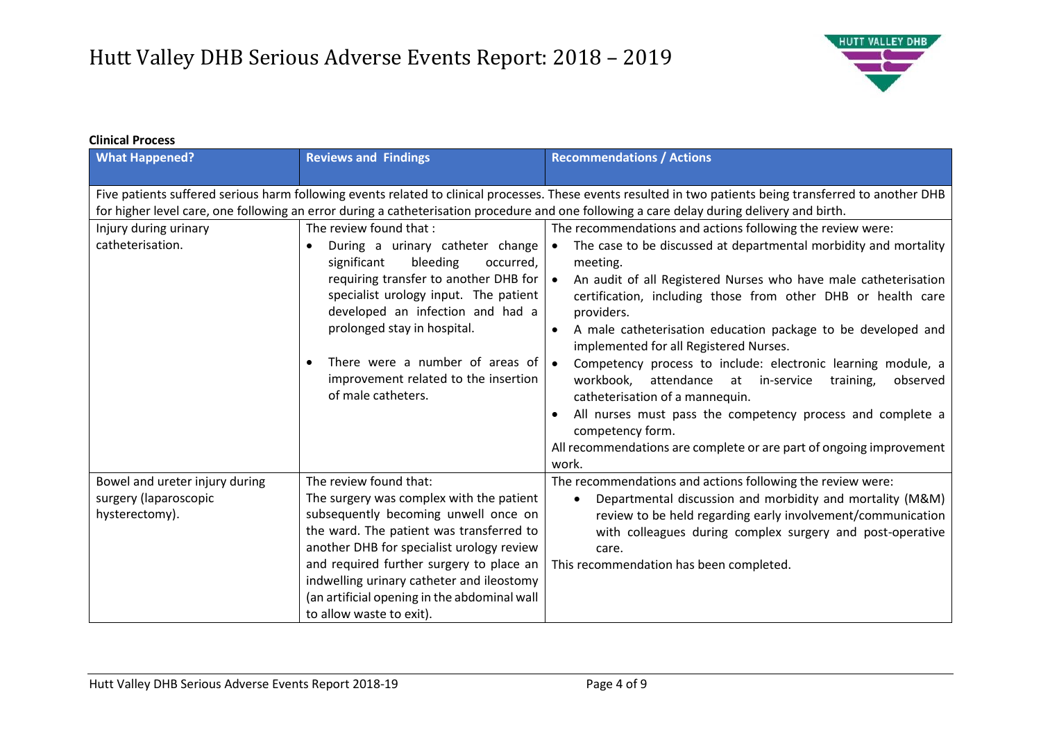**Clinical Process**

| What Happened? | Reviews and Findings | Recommendations / Actions |
|---|---|---|
| Five patients suffered serious harm following events related to clinical processes. These events resulted in two patients being transferred to another DHB for higher level care, one following an error during a catheterisation procedure and one following a care delay during delivery and birth. | | |
| Injury during urinary catheterisation. | The review found that :<br>• During a urinary catheter change significant bleeding occurred, requiring transfer to another DHB for specialist urology input. The patient developed an infection and had a prolonged stay in hospital.<br>• There were a number of areas of improvement related to the insertion of male catheters. | The recommendations and actions following the review were:<br>• The case to be discussed at departmental morbidity and mortality meeting.<br>• An audit of all Registered Nurses who have male catheterisation certification, including those from other DHB or health care providers.<br>• A male catheterisation education package to be developed and implemented for all Registered Nurses.<br>• Competency process to include: electronic learning module, a workbook, attendance at in-service training, observed catheterisation of a mannequin.<br>• All nurses must pass the competency process and complete a competency form.<br>All recommendations are complete or are part of ongoing improvement work. |
| Bowel and ureter injury during surgery (laparoscopic hysterectomy). | The review found that:<br>The surgery was complex with the patient subsequently becoming unwell once on the ward. The patient was transferred to another DHB for specialist urology review and required further surgery to place an indwelling urinary catheter and ileostomy (an artificial opening in the abdominal wall to allow waste to exit). | The recommendations and actions following the review were:<br>• Departmental discussion and morbidity and mortality (M&M) review to be held regarding early involvement/communication with colleagues during complex surgery and post-operative care.<br>This recommendation has been completed. |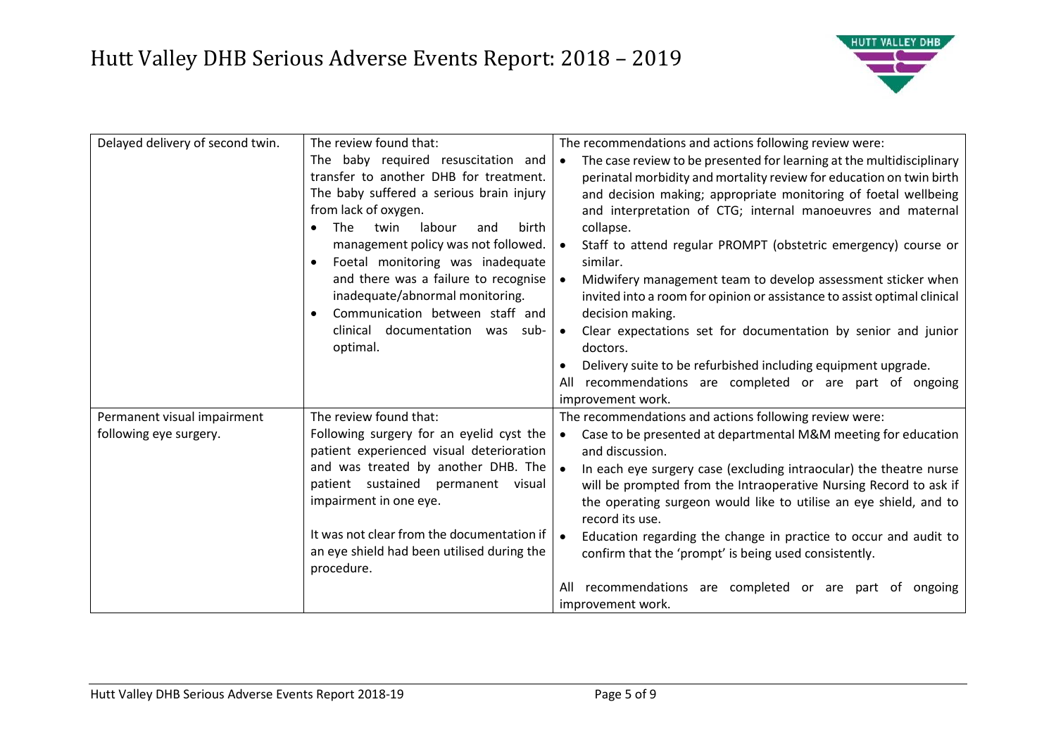| | | |
|---|---|---|
| Delayed delivery of second twin. | The review found that:<br>The baby required resuscitation and transfer to another DHB for treatment. The baby suffered a serious brain injury from lack of oxygen.<br>• The twin labour and birth management policy was not followed.<br>• Foetal monitoring was inadequate and there was a failure to recognise inadequate/abnormal monitoring.<br>• Communication between staff and clinical documentation was sub-optimal. | The recommendations and actions following review were:<br>• The case review to be presented for learning at the multidisciplinary perinatal morbidity and mortality review for education on twin birth and decision making; appropriate monitoring of foetal wellbeing and interpretation of CTG; internal manoeuvres and maternal collapse.<br>• Staff to attend regular PROMPT (obstetric emergency) course or similar.<br>• Midwifery management team to develop assessment sticker when invited into a room for opinion or assistance to assist optimal clinical decision making.<br>• Clear expectations set for documentation by senior and junior doctors.<br>• Delivery suite to be refurbished including equipment upgrade.<br>All recommendations are completed or are part of ongoing improvement work. |
| Permanent visual impairment following eye surgery. | The review found that:<br>Following surgery for an eyelid cyst the patient experienced visual deterioration and was treated by another DHB. The patient sustained permanent visual impairment in one eye.<br><br>It was not clear from the documentation if an eye shield had been utilised during the procedure. | The recommendations and actions following review were:<br>• Case to be presented at departmental M&M meeting for education and discussion.<br>• In each eye surgery case (excluding intraocular) the theatre nurse will be prompted from the Intraoperative Nursing Record to ask if the operating surgeon would like to utilise an eye shield, and to record its use.<br>• Education regarding the change in practice to occur and audit to confirm that the 'prompt' is being used consistently.<br><br>All recommendations are completed or are part of ongoing improvement work. |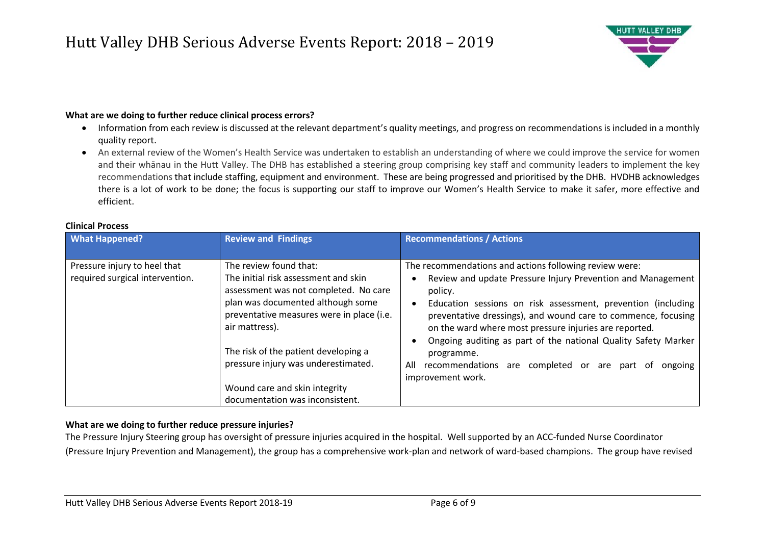**What are we doing to further reduce clinical process errors?**

- Information from each review is discussed at the relevant department's quality meetings, and progress on recommendations is included in a monthly quality report.
- An external review of the Women's Health Service was undertaken to establish an understanding of where we could improve the service for women and their whānau in the Hutt Valley. The DHB has established a steering group comprising key staff and community leaders to implement the key recommendations that include staffing, equipment and environment. These are being progressed and prioritised by the DHB. HVDHB acknowledges there is a lot of work to be done; the focus is supporting our staff to improve our Women's Health Service to make it safer, more effective and efficient.

**Clinical Process**

| What Happened? | Review and Findings | Recommendations / Actions |
|---|---|---|
| Pressure injury to heel that required surgical intervention. | The review found that:<br>The initial risk assessment and skin assessment was not completed. No care plan was documented although some preventative measures were in place (i.e. air mattress).<br><br>The risk of the patient developing a pressure injury was underestimated.<br><br>Wound care and skin integrity documentation was inconsistent. | The recommendations and actions following review were:<br>• Review and update Pressure Injury Prevention and Management policy.<br>• Education sessions on risk assessment, prevention (including preventative dressings), and wound care to commence, focusing on the ward where most pressure injuries are reported.<br>• Ongoing auditing as part of the national Quality Safety Marker programme.<br>All recommendations are completed or are part of ongoing improvement work. |

**What are we doing to further reduce pressure injuries?**

The Pressure Injury Steering group has oversight of pressure injuries acquired in the hospital. Well supported by an ACC-funded Nurse Coordinator (Pressure Injury Prevention and Management), the group has a comprehensive work-plan and network of ward-based champions. The group have revised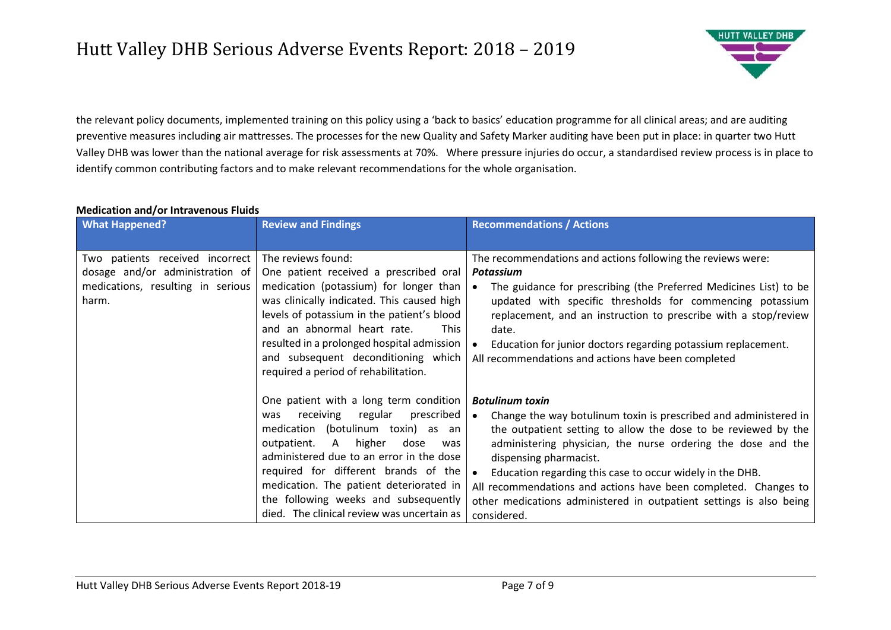the relevant policy documents, implemented training on this policy using a 'back to basics' education programme for all clinical areas; and are auditing preventive measures including air mattresses. The processes for the new Quality and Safety Marker auditing have been put in place: in quarter two Hutt Valley DHB was lower than the national average for risk assessments at 70%. Where pressure injuries do occur, a standardised review process is in place to identify common contributing factors and to make relevant recommendations for the whole organisation.

**Medication and/or Intravenous Fluids**

| What Happened? | Review and Findings | Recommendations / Actions |
|---|---|---|
| Two patients received incorrect dosage and/or administration of medications, resulting in serious harm. | The reviews found:<br>One patient received a prescribed oral medication (potassium) for longer than was clinically indicated. This caused high levels of potassium in the patient's blood and an abnormal heart rate. This resulted in a prolonged hospital admission and subsequent deconditioning which required a period of rehabilitation. | The recommendations and actions following the reviews were:<br>***Potassium***<br>• The guidance for prescribing (the Preferred Medicines List) to be updated with specific thresholds for commencing potassium replacement, and an instruction to prescribe with a stop/review date.<br>• Education for junior doctors regarding potassium replacement.<br>All recommendations and actions have been completed |
| | One patient with a long term condition was receiving regular prescribed medication (botulinum toxin) as an outpatient. A higher dose was administered due to an error in the dose required for different brands of the medication. The patient deteriorated in the following weeks and subsequently died. The clinical review was uncertain as | ***Botulinum toxin***<br>• Change the way botulinum toxin is prescribed and administered in the outpatient setting to allow the dose to be reviewed by the administering physician, the nurse ordering the dose and the dispensing pharmacist.<br>• Education regarding this case to occur widely in the DHB.<br>All recommendations and actions have been completed. Changes to other medications administered in outpatient settings is also being considered. |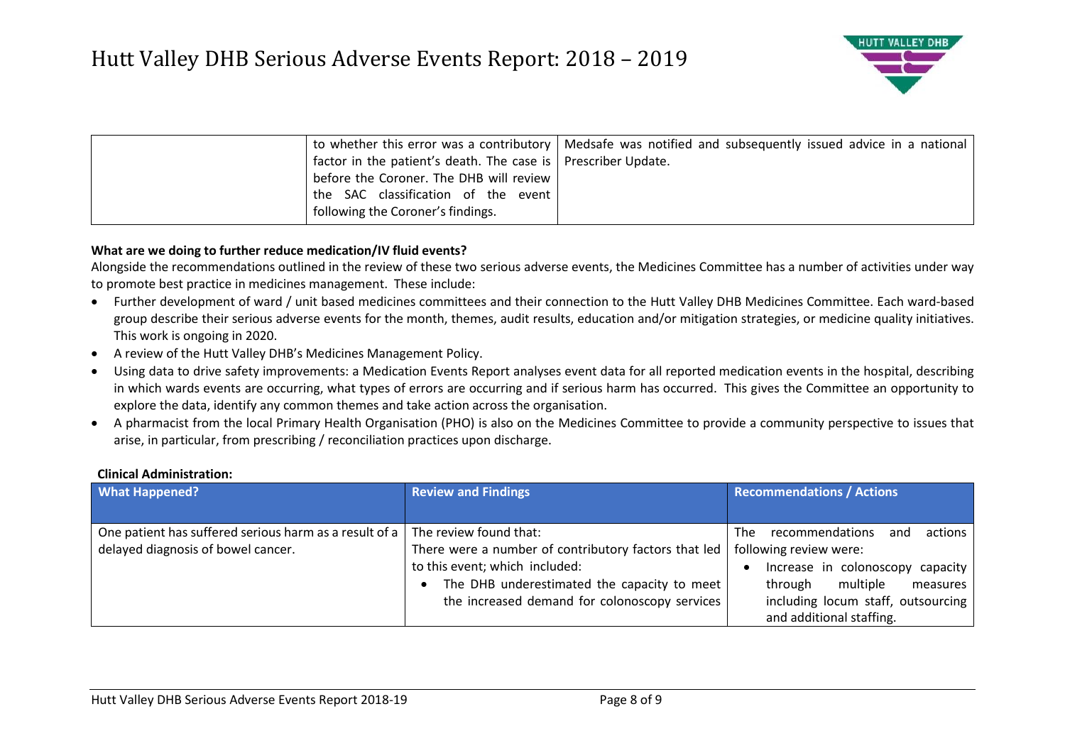| | | |
|---|---|---|
| | to whether this error was a contributory factor in the patient's death. The case is before the Coroner. The DHB will review the SAC classification of the event following the Coroner's findings. | Medsafe was notified and subsequently issued advice in a national Prescriber Update. |

**What are we doing to further reduce medication/IV fluid events?**

Alongside the recommendations outlined in the review of these two serious adverse events, the Medicines Committee has a number of activities under way to promote best practice in medicines management. These include:

- Further development of ward / unit based medicines committees and their connection to the Hutt Valley DHB Medicines Committee. Each ward-based group describe their serious adverse events for the month, themes, audit results, education and/or mitigation strategies, or medicine quality initiatives. This work is ongoing in 2020.
- A review of the Hutt Valley DHB's Medicines Management Policy.
- Using data to drive safety improvements: a Medication Events Report analyses event data for all reported medication events in the hospital, describing in which wards events are occurring, what types of errors are occurring and if serious harm has occurred. This gives the Committee an opportunity to explore the data, identify any common themes and take action across the organisation.
- A pharmacist from the local Primary Health Organisation (PHO) is also on the Medicines Committee to provide a community perspective to issues that arise, in particular, from prescribing / reconciliation practices upon discharge.

**Clinical Administration:**

| What Happened? | Review and Findings | Recommendations / Actions |
|---|---|---|
| One patient has suffered serious harm as a result of a delayed diagnosis of bowel cancer. | The review found that:<br>There were a number of contributory factors that led to this event; which included:<br>• The DHB underestimated the capacity to meet the increased demand for colonoscopy services | The recommendations and actions following review were:<br>• Increase in colonoscopy capacity through multiple measures including locum staff, outsourcing and additional staffing. |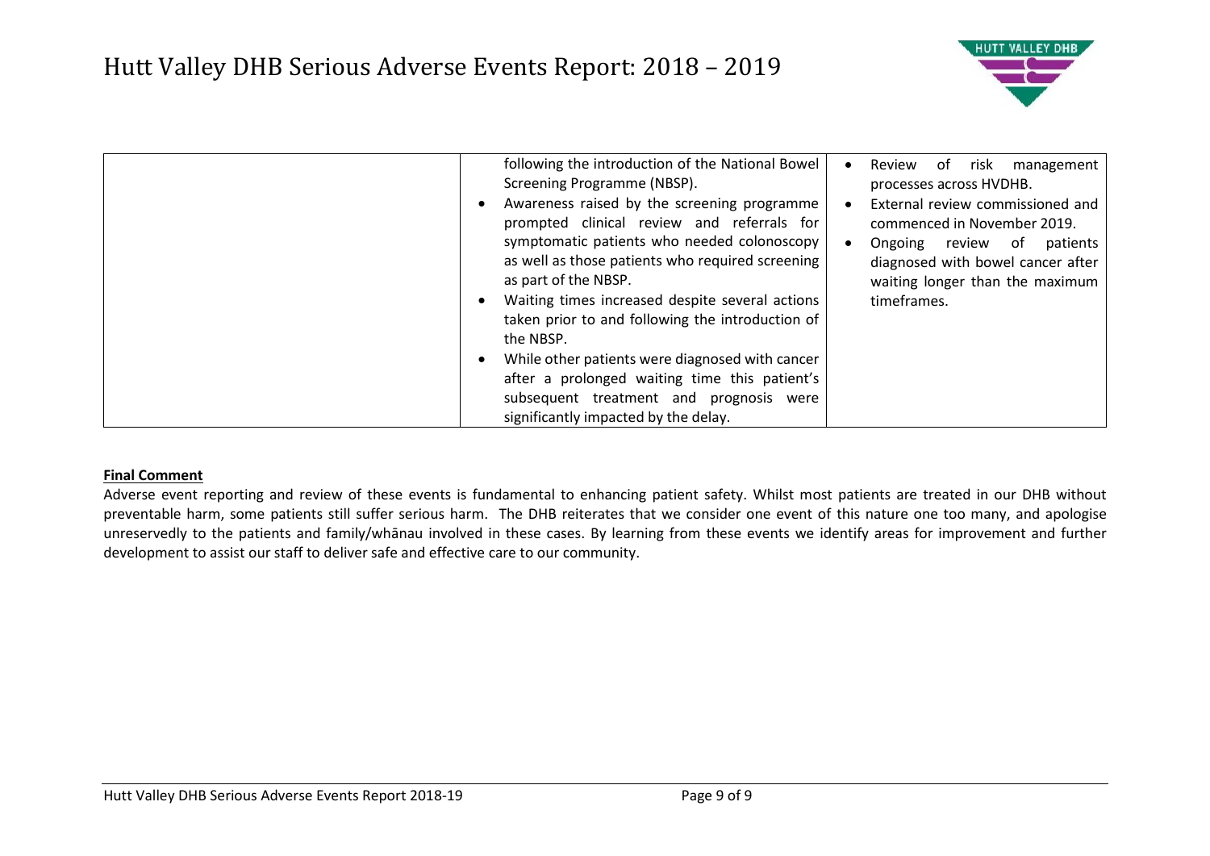| | | |
|---|---|---|
| | following the introduction of the National Bowel Screening Programme (NBSP).<br>• Awareness raised by the screening programme prompted clinical review and referrals for symptomatic patients who needed colonoscopy as well as those patients who required screening as part of the NBSP.<br>• Waiting times increased despite several actions taken prior to and following the introduction of the NBSP.<br>• While other patients were diagnosed with cancer after a prolonged waiting time this patient's subsequent treatment and prognosis were significantly impacted by the delay. | • Review of risk management processes across HVDHB.<br>• External review commissioned and commenced in November 2019.<br>• Ongoing review of patients diagnosed with bowel cancer after waiting longer than the maximum timeframes. |

**Final Comment**

Adverse event reporting and review of these events is fundamental to enhancing patient safety. Whilst most patients are treated in our DHB without preventable harm, some patients still suffer serious harm. The DHB reiterates that we consider one event of this nature one too many, and apologise unreservedly to the patients and family/whānau involved in these cases. By learning from these events we identify areas for improvement and further development to assist our staff to deliver safe and effective care to our community.